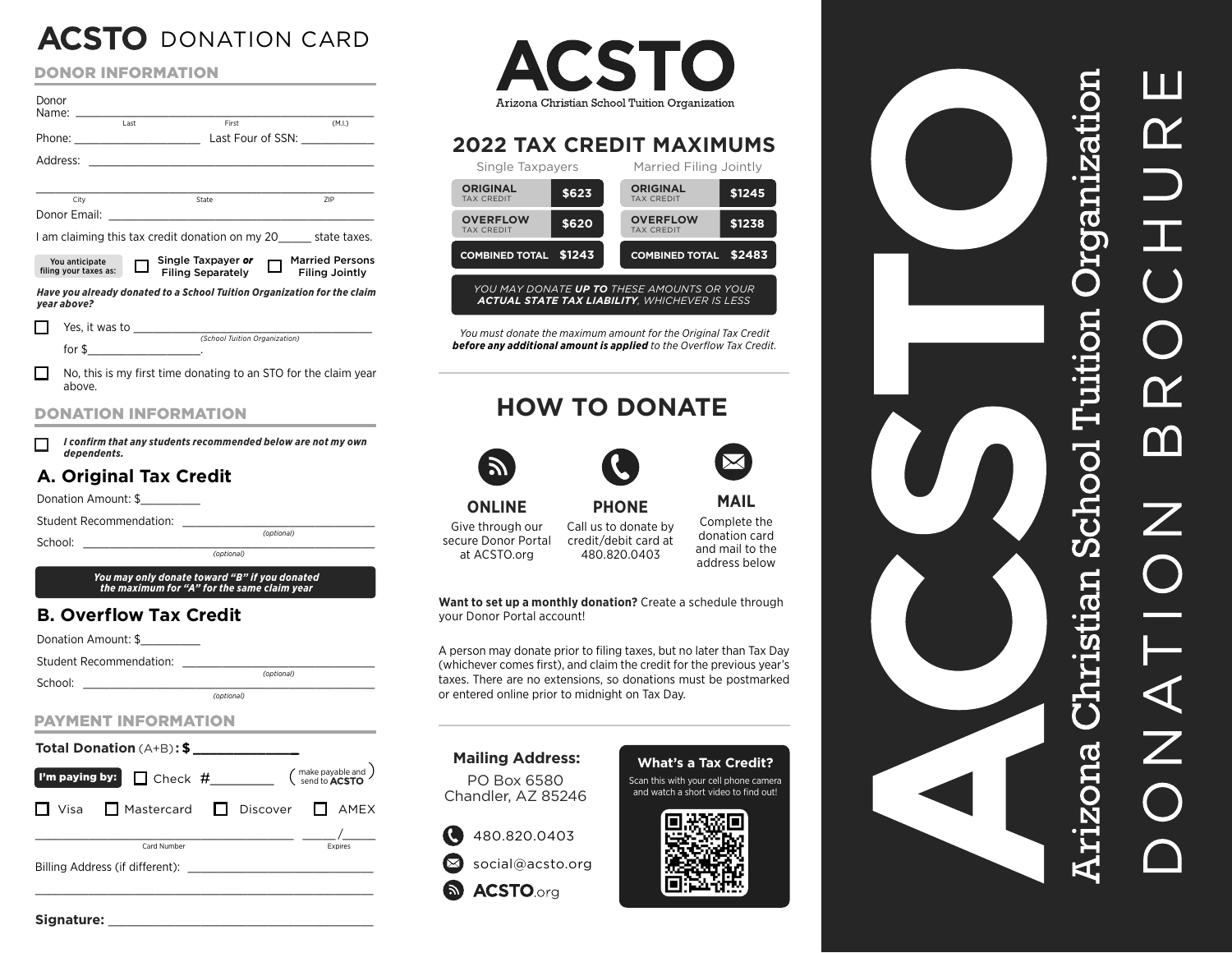# ACSTO DONATION CARD

## DONOR INFORMATION

Donor Name: ______________________________________
Last First (M.I.)

Phone: __________________ Last Four of SSN: __________

Address: ______________________________________

______________________________________
City State ZIP

Donor Email: ______________________________________

I am claiming this tax credit donation on my 20_____ state taxes.

You anticipate filing your taxes as: ☐ Single Taxpayer *or* Filing Separately ☐ Married Persons Filing Jointly

***Have you already donated to a School Tuition Organization for the claim year above?***

☐ Yes, it was to ______________________________ (School Tuition Organization) for $_______________.

☐ No, this is my first time donating to an STO for the claim year above.

## DONATION INFORMATION

☐ ***I confirm that any students recommended below are not my own dependents.***

### A. Original Tax Credit

Donation Amount: $_________

Student Recommendation: ______________________ (optional)

School: ______________________ (optional)

***You may only donate toward "B" if you donated the maximum for "A" for the same claim year***

### B. Overflow Tax Credit

Donation Amount: $_________

Student Recommendation: ______________________ (optional)

School: ______________________ (optional)

## PAYMENT INFORMATION

**Total Donation** (A+B)**: $ ___________**

**I'm paying by:** ☐ Check #________ (make payable and send to **ACSTO**)

☐ Visa ☐ Mastercard ☐ Discover ☐ AMEX

______________________________ _____/_____
Card Number Expires

Billing Address (if different): ______________________

______________________________________

**Signature:** ______________________________________

# ACSTO

Arizona Christian School Tuition Organization

## 2022 TAX CREDIT MAXIMUMS

| | Single Taxpayers | Married Filing Jointly |
|---|---|---|
| **ORIGINAL** TAX CREDIT | $623 | $1245 |
| **OVERFLOW** TAX CREDIT | $620 | $1238 |
| **COMBINED TOTAL** | $1243 | $2483 |

*YOU MAY DONATE **UP TO** THESE AMOUNTS OR YOUR **ACTUAL STATE TAX LIABILITY**, WHICHEVER IS LESS*

*You must donate the maximum amount for the Original Tax Credit **before any additional amount is applied** to the Overflow Tax Credit.*

## HOW TO DONATE

**ONLINE**
Give through our secure Donor Portal at ACSTO.org

**PHONE**
Call us to donate by credit/debit card at 480.820.0403

**MAIL**
Complete the donation card and mail to the address below

**Want to set up a monthly donation?** Create a schedule through your Donor Portal account!

A person may donate prior to filing taxes, but no later than Tax Day (whichever comes first), and claim the credit for the previous year's taxes. There are no extensions, so donations must be postmarked or entered online prior to midnight on Tax Day.

**Mailing Address:**
PO Box 6580
Chandler, AZ 85246

480.820.0403
social@acsto.org
ACSTO.org

**What's a Tax Credit?**
Scan this with your cell phone camera and watch a short video to find out!

# ACSTO

Arizona Christian School Tuition Organization

DONATION BROCHURE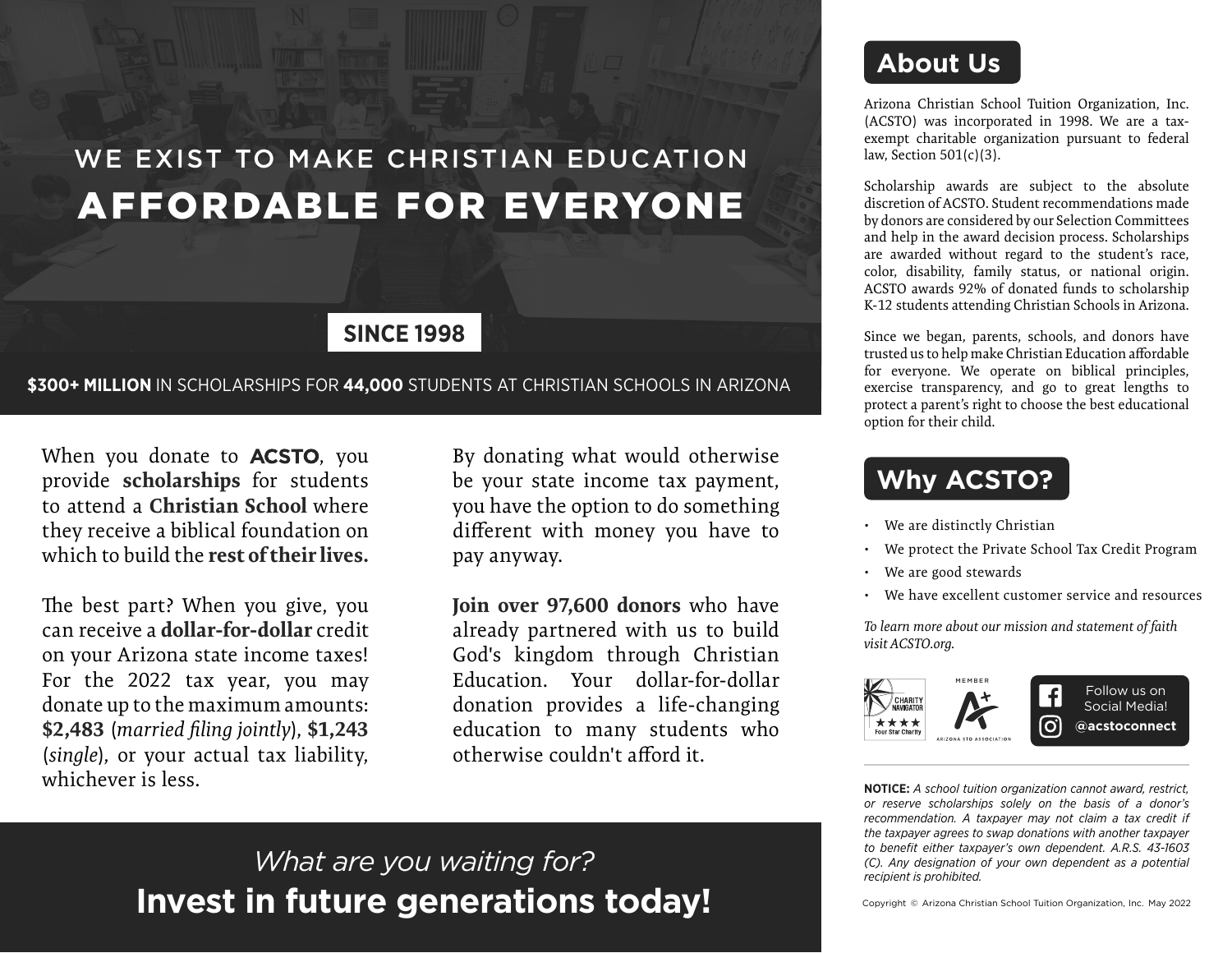# WE EXIST TO MAKE CHRISTIAN EDUCATION AFFORDABLE FOR EVERYONE

**SINCE 1998**

**$300+ MILLION** IN SCHOLARSHIPS FOR **44,000** STUDENTS AT CHRISTIAN SCHOOLS IN ARIZONA

When you donate to **ACSTO**, you provide **scholarships** for students to attend a **Christian School** where they receive a biblical foundation on which to build the **rest of their lives.**

The best part? When you give, you can receive a **dollar-for-dollar** credit on your Arizona state income taxes! For the 2022 tax year, you may donate up to the maximum amounts: **$2,483** (*married filing jointly*), **$1,243** (*single*), or your actual tax liability, whichever is less.

By donating what would otherwise be your state income tax payment, you have the option to do something different with money you have to pay anyway.

**Join over 97,600 donors** who have already partnered with us to build God's kingdom through Christian Education. Your dollar-for-dollar donation provides a life-changing education to many students who otherwise couldn't afford it.

*What are you waiting for?*

**Invest in future generations today!**

## About Us

Arizona Christian School Tuition Organization, Inc. (ACSTO) was incorporated in 1998. We are a tax-exempt charitable organization pursuant to federal law, Section 501(c)(3).

Scholarship awards are subject to the absolute discretion of ACSTO. Student recommendations made by donors are considered by our Selection Committees and help in the award decision process. Scholarships are awarded without regard to the student's race, color, disability, family status, or national origin. ACSTO awards 92% of donated funds to scholarship K-12 students attending Christian Schools in Arizona.

Since we began, parents, schools, and donors have trusted us to help make Christian Education affordable for everyone. We operate on biblical principles, exercise transparency, and go to great lengths to protect a parent's right to choose the best educational option for their child.

## Why ACSTO?

- We are distinctly Christian
- We protect the Private School Tax Credit Program
- We are good stewards
- We have excellent customer service and resources

*To learn more about our mission and statement of faith visit ACSTO.org.*

CHARITY NAVIGATOR ★★★★ Four Star Charity

MEMBER ARIZONA STO ASSOCIATION

Follow us on Social Media! **@acstoconnect**

**NOTICE:** *A school tuition organization cannot award, restrict, or reserve scholarships solely on the basis of a donor's recommendation. A taxpayer may not claim a tax credit if the taxpayer agrees to swap donations with another taxpayer to benefit either taxpayer's own dependent. A.R.S. 43-1603 (C). Any designation of your own dependent as a potential recipient is prohibited.*

Copyright © Arizona Christian School Tuition Organization, Inc. May 2022